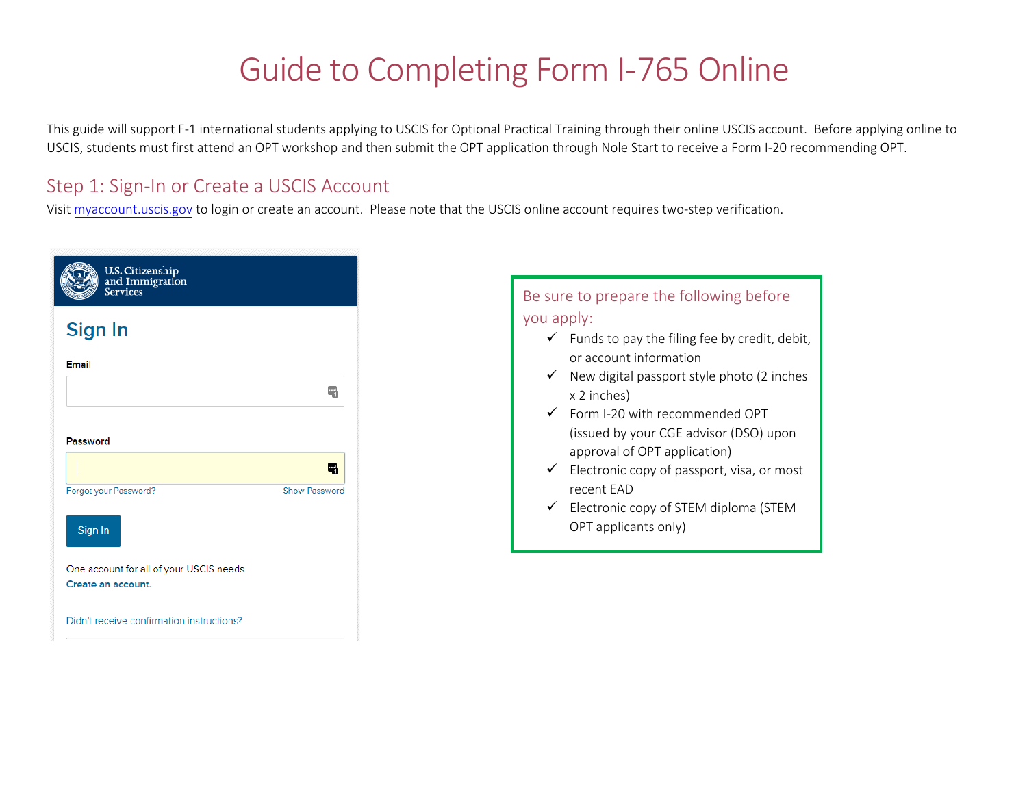# Guide to Completing Form I-765 Online

This guide will support F-1 international students applying to USCIS for Optional Practical Training through their online USCIS account. Before applying online to USCIS, students must first attend an OPT workshop and then submit the OPT application through Nole Start to receive a Form I-20 recommending OPT.

## Step 1: Sign-In or Create a USCIS Account

Visit [myaccount.uscis.gov](https://myaccount.uscis.gov) to login or create an account. Please note that the USCIS online account requires two-step verification.

U.S. Citizenship and Immigration Services

**Sign In**

Email

Password

Forgot your Password? Show Password

Sign In

One account for all of your USCIS needs.
Create an account.

Didn't receive confirmation instructions?

Be sure to prepare the following before you apply:

- ✓ Funds to pay the filing fee by credit, debit, or account information
- ✓ New digital passport style photo (2 inches x 2 inches)
- ✓ Form I-20 with recommended OPT (issued by your CGE advisor (DSO) upon approval of OPT application)
- ✓ Electronic copy of passport, visa, or most recent EAD
- ✓ Electronic copy of STEM diploma (STEM OPT applicants only)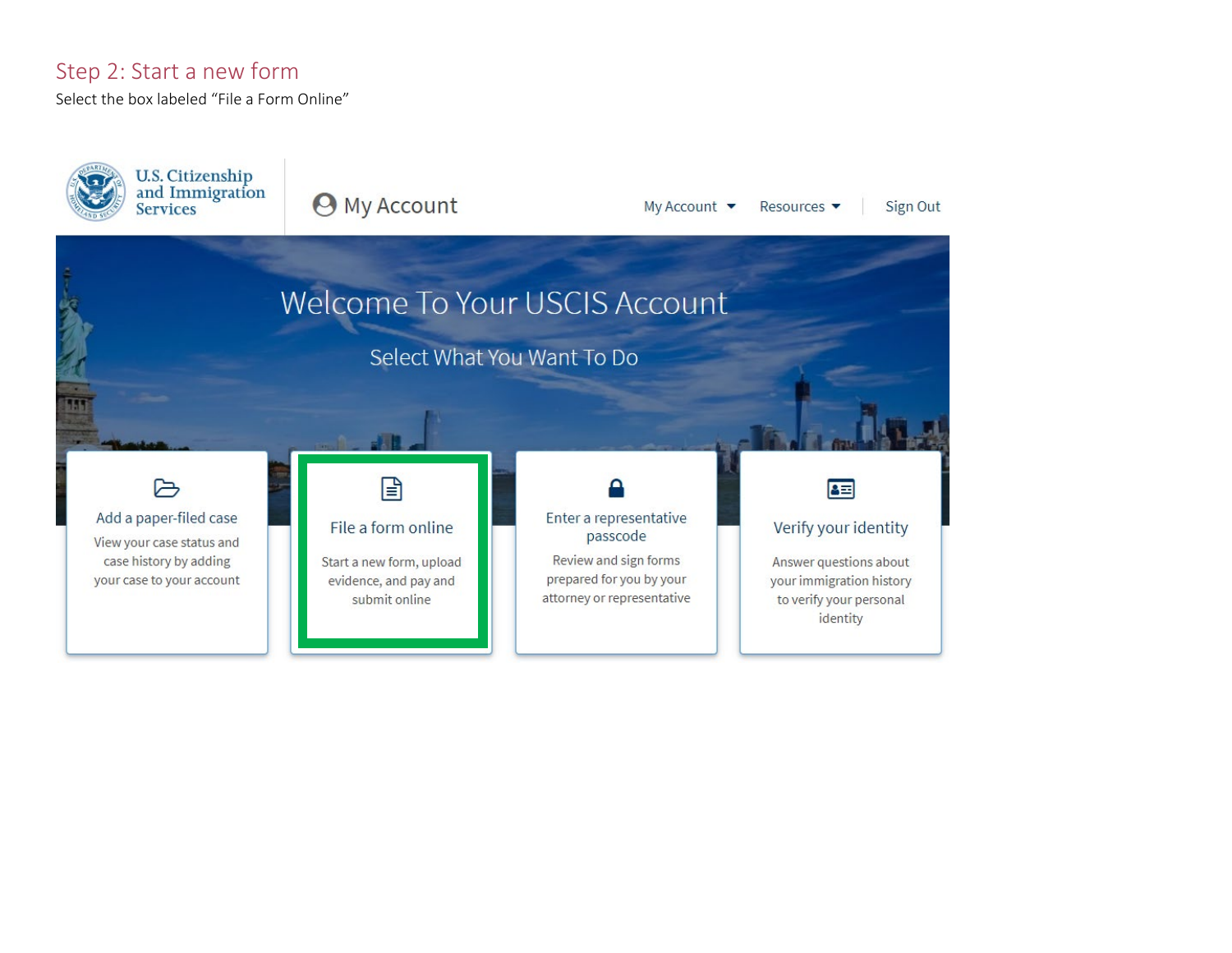## Step 2: Start a new form

Select the box labeled “File a Form Online”

U.S. Citizenship and Immigration Services

My Account

My Account Resources Sign Out

Welcome To Your USCIS Account

Select What You Want To Do

Add a paper-filed case
View your case status and case history by adding your case to your account

File a form online
Start a new form, upload evidence, and pay and submit online

Enter a representative passcode
Review and sign forms prepared for you by your attorney or representative

Verify your identity
Answer questions about your immigration history to verify your personal identity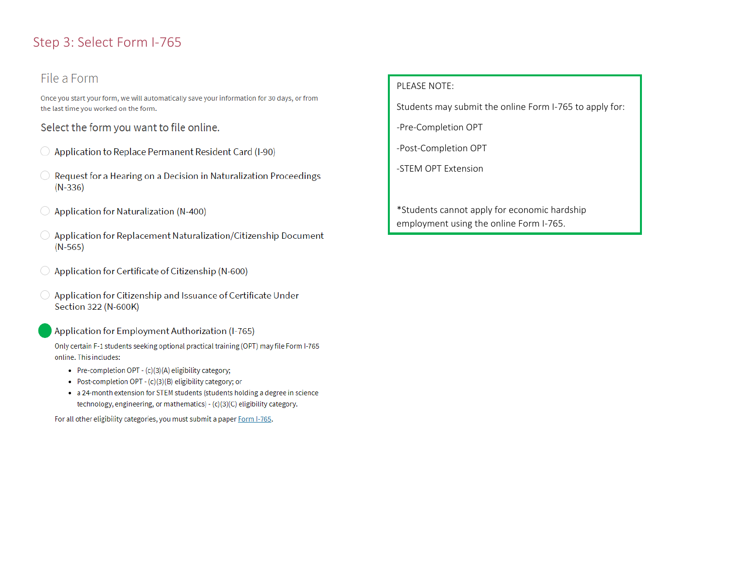## Step 3: Select Form I-765

### File a Form

Once you start your form, we will automatically save your information for 30 days, or from the last time you worked on the form.

Select the form you want to file online.

- Application to Replace Permanent Resident Card (I-90)
- Request for a Hearing on a Decision in Naturalization Proceedings (N-336)
- Application for Naturalization (N-400)
- Application for Replacement Naturalization/Citizenship Document (N-565)
- Application for Certificate of Citizenship (N-600)
- Application for Citizenship and Issuance of Certificate Under Section 322 (N-600K)
- Application for Employment Authorization (I-765)

Only certain F-1 students seeking optional practical training (OPT) may file Form I-765 online. This includes:

- Pre-completion OPT - (c)(3)(A) eligibility category;
- Post-completion OPT - (c)(3)(B) eligibility category; or
- a 24-month extension for STEM students (students holding a degree in science technology, engineering, or mathematics) - (c)(3)(C) eligibility category.

For all other eligibility categories, you must submit a paper Form I-765.

PLEASE NOTE:

Students may submit the online Form I-765 to apply for:

-Pre-Completion OPT

-Post-Completion OPT

-STEM OPT Extension

*Students cannot apply for economic hardship employment using the online Form I-765.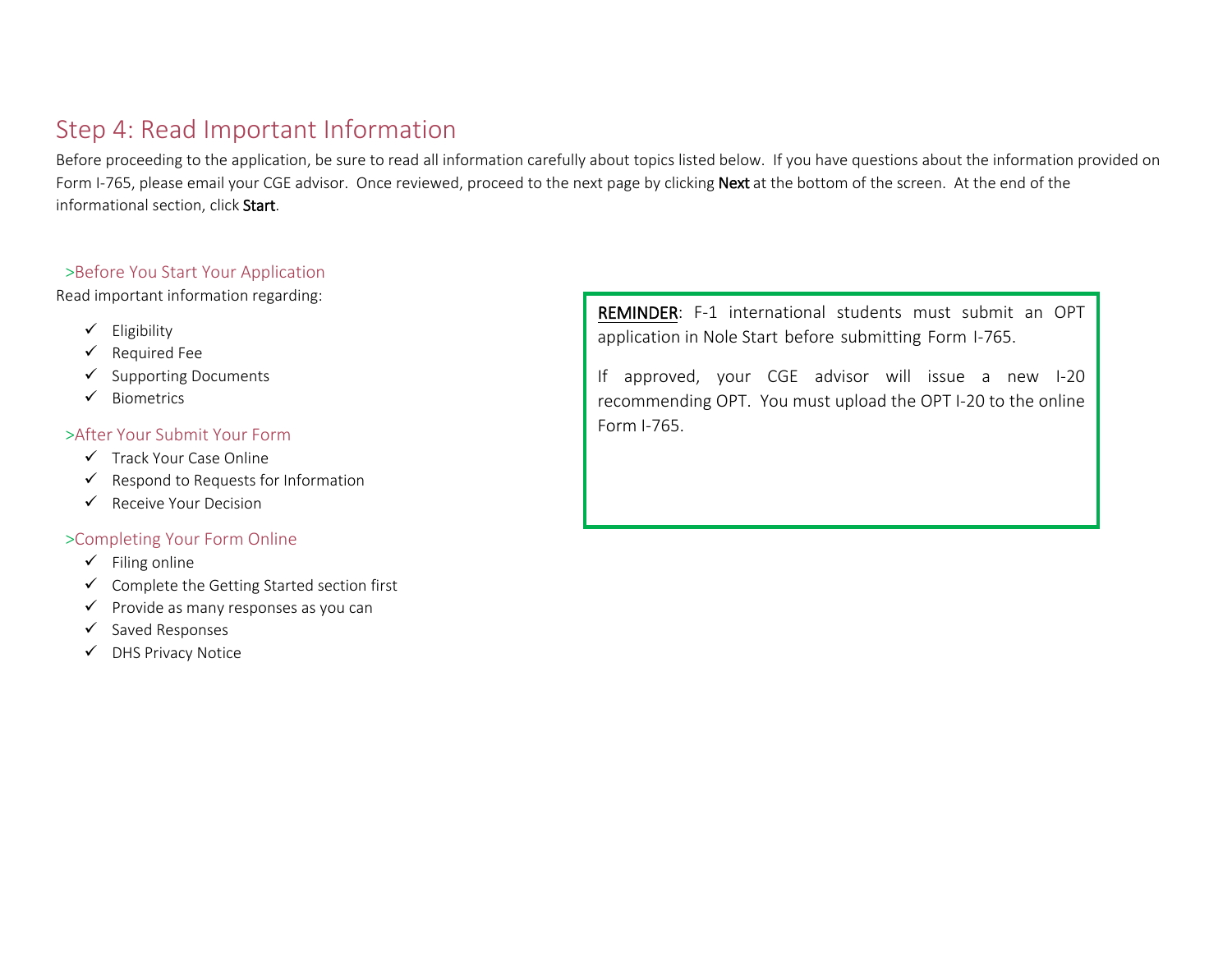## Step 4: Read Important Information

Before proceeding to the application, be sure to read all information carefully about topics listed below. If you have questions about the information provided on Form I-765, please email your CGE advisor. Once reviewed, proceed to the next page by clicking **Next** at the bottom of the screen. At the end of the informational section, click **Start**.

### >Before You Start Your Application

Read important information regarding:

- ✓ Eligibility
- ✓ Required Fee
- ✓ Supporting Documents
- ✓ Biometrics

### >After Your Submit Your Form

- ✓ Track Your Case Online
- ✓ Respond to Requests for Information
- ✓ Receive Your Decision

### >Completing Your Form Online

- ✓ Filing online
- ✓ Complete the Getting Started section first
- ✓ Provide as many responses as you can
- ✓ Saved Responses
- ✓ DHS Privacy Notice

<u>REMINDER</u>: F-1 international students must submit an OPT application in Nole Start before submitting Form I-765.

If approved, your CGE advisor will issue a new I-20 recommending OPT. You must upload the OPT I-20 to the online Form I-765.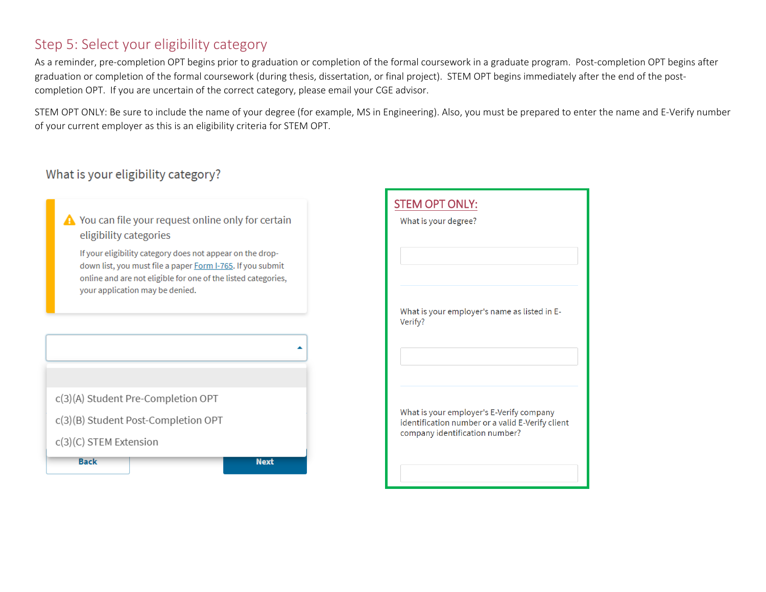## Step 5: Select your eligibility category

As a reminder, pre-completion OPT begins prior to graduation or completion of the formal coursework in a graduate program. Post-completion OPT begins after graduation or completion of the formal coursework (during thesis, dissertation, or final project). STEM OPT begins immediately after the end of the post-completion OPT. If you are uncertain of the correct category, please email your CGE advisor.

STEM OPT ONLY: Be sure to include the name of your degree (for example, MS in Engineering). Also, you must be prepared to enter the name and E-Verify number of your current employer as this is an eligibility criteria for STEM OPT.

### What is your eligibility category?

⚠ You can file your request online only for certain eligibility categories

If your eligibility category does not appear on the drop-down list, you must file a paper Form I-765. If you submit online and are not eligible for one of the listed categories, your application may be denied.

- c(3)(A) Student Pre-Completion OPT
- c(3)(B) Student Post-Completion OPT
- c(3)(C) STEM Extension

Back | Next

**STEM OPT ONLY:**

What is your degree?

What is your employer's name as listed in E-Verify?

What is your employer's E-Verify company identification number or a valid E-Verify client company identification number?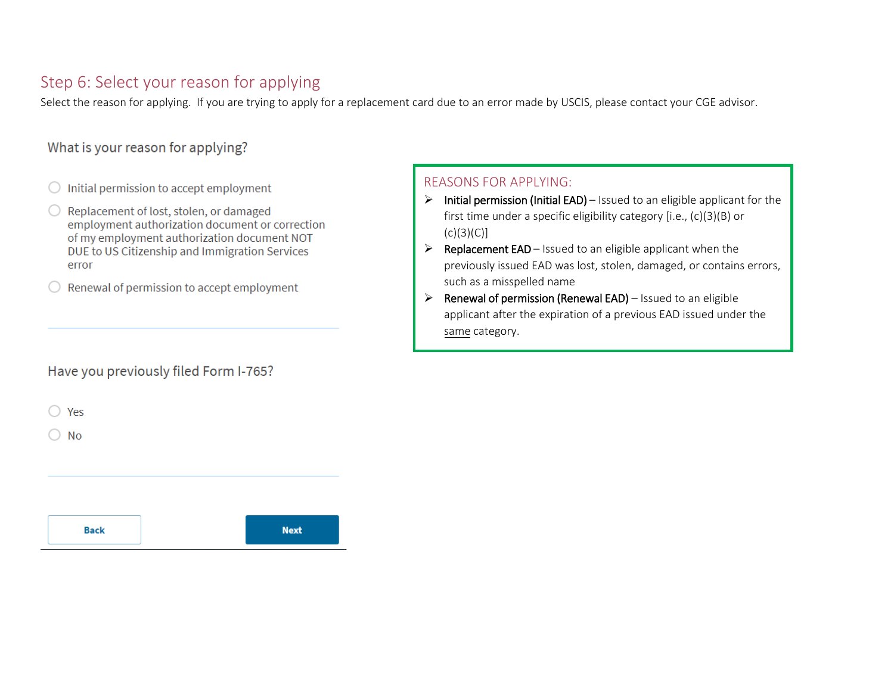## Step 6: Select your reason for applying

Select the reason for applying. If you are trying to apply for a replacement card due to an error made by USCIS, please contact your CGE advisor.

### What is your reason for applying?

- ○ Initial permission to accept employment
- ○ Replacement of lost, stolen, or damaged employment authorization document or correction of my employment authorization document NOT DUE to US Citizenship and Immigration Services error
- ○ Renewal of permission to accept employment

### Have you previously filed Form I-765?

- ○ Yes
- ○ No

Back | Next

---

**REASONS FOR APPLYING:**

- **Initial permission (Initial EAD)** – Issued to an eligible applicant for the first time under a specific eligibility category [i.e., (c)(3)(B) or (c)(3)(C)]
- **Replacement EAD** – Issued to an eligible applicant when the previously issued EAD was lost, stolen, damaged, or contains errors, such as a misspelled name
- **Renewal of permission (Renewal EAD)** – Issued to an eligible applicant after the expiration of a previous EAD issued under the same category.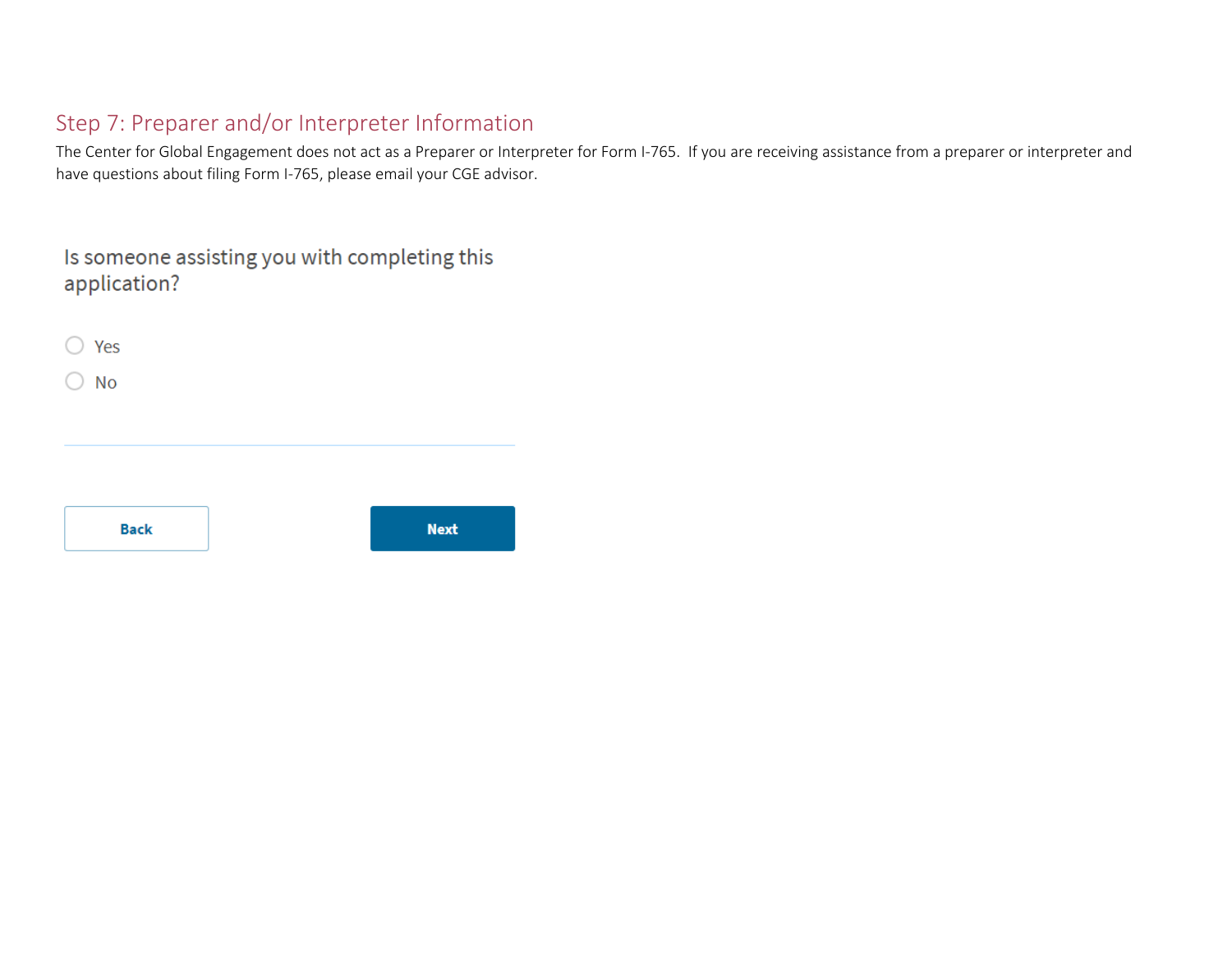## Step 7: Preparer and/or Interpreter Information

The Center for Global Engagement does not act as a Preparer or Interpreter for Form I-765. If you are receiving assistance from a preparer or interpreter and have questions about filing Form I-765, please email your CGE advisor.

Is someone assisting you with completing this application?

- Yes
- No

Back

Next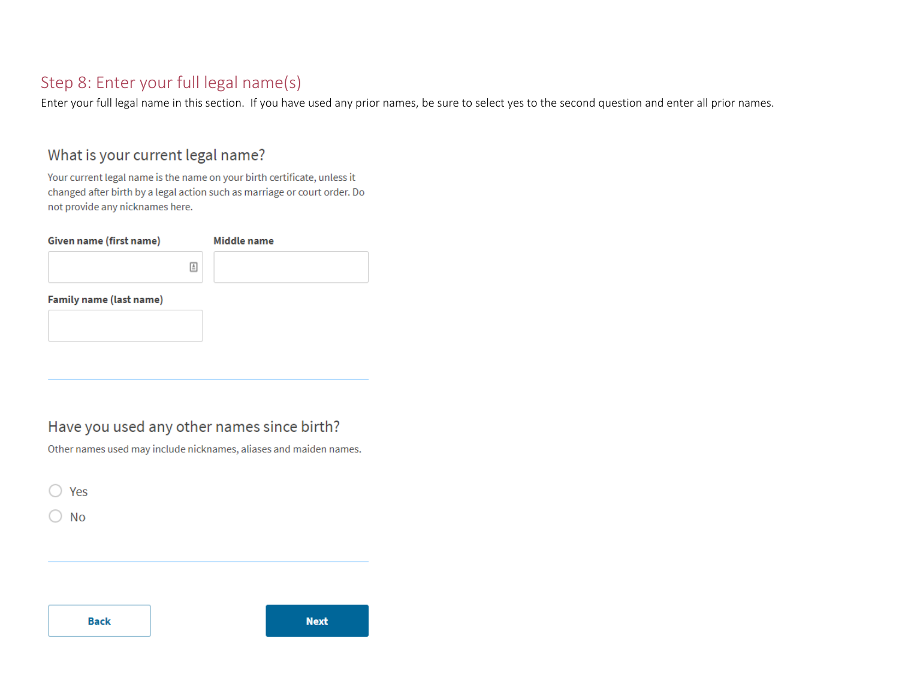## Step 8: Enter your full legal name(s)

Enter your full legal name in this section. If you have used any prior names, be sure to select yes to the second question and enter all prior names.

### What is your current legal name?

Your current legal name is the name on your birth certificate, unless it changed after birth by a legal action such as marriage or court order. Do not provide any nicknames here.

**Given name (first name)**

**Middle name**

**Family name (last name)**

---

### Have you used any other names since birth?

Other names used may include nicknames, aliases and maiden names.

- Yes
- No

---

**Back** **Next**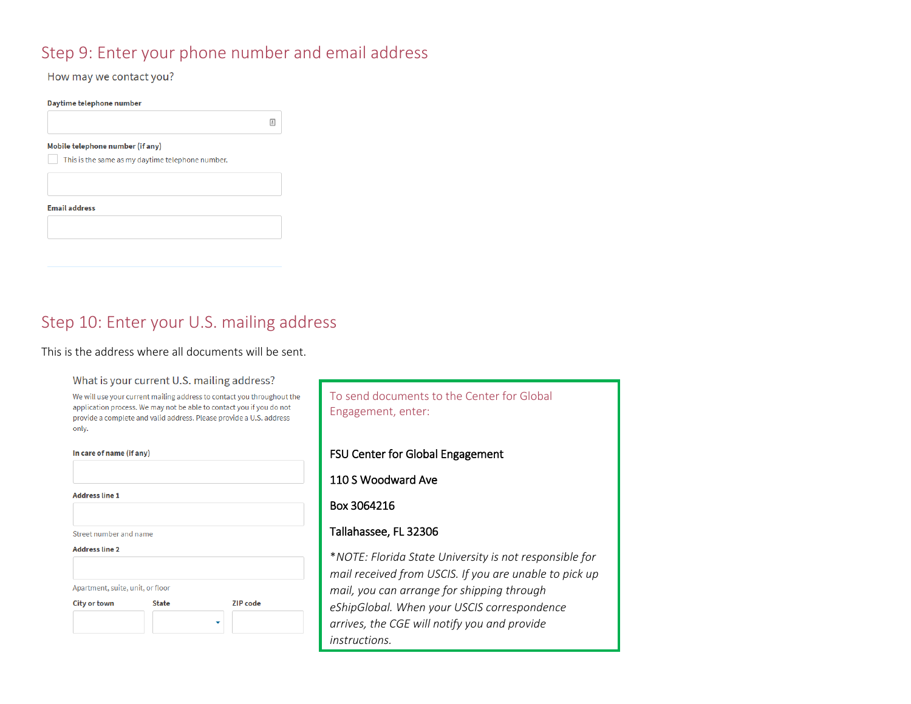## Step 9: Enter your phone number and email address

How may we contact you?

**Daytime telephone number**

**Mobile telephone number** (if any)

This is the same as my daytime telephone number.

**Email address**

## Step 10: Enter your U.S. mailing address

This is the address where all documents will be sent.

What is your current U.S. mailing address?

We will use your current mailing address to contact you throughout the application process. We may not be able to contact you if you do not provide a complete and valid address. Please provide a U.S. address only.

**In care of name** (if any)

**Address line 1**

Street number and name

**Address line 2**

Apartment, suite, unit, or floor

**City or town** | **State** | **ZIP code**

To send documents to the Center for Global Engagement, enter:

FSU Center for Global Engagement

110 S Woodward Ave

Box 3064216

Tallahassee, FL 32306

**\***NOTE: Florida State University is not responsible for mail received from USCIS. If you are unable to pick up mail, you can arrange for shipping through eShipGlobal. When your USCIS correspondence arrives, the CGE will notify you and provide instructions.*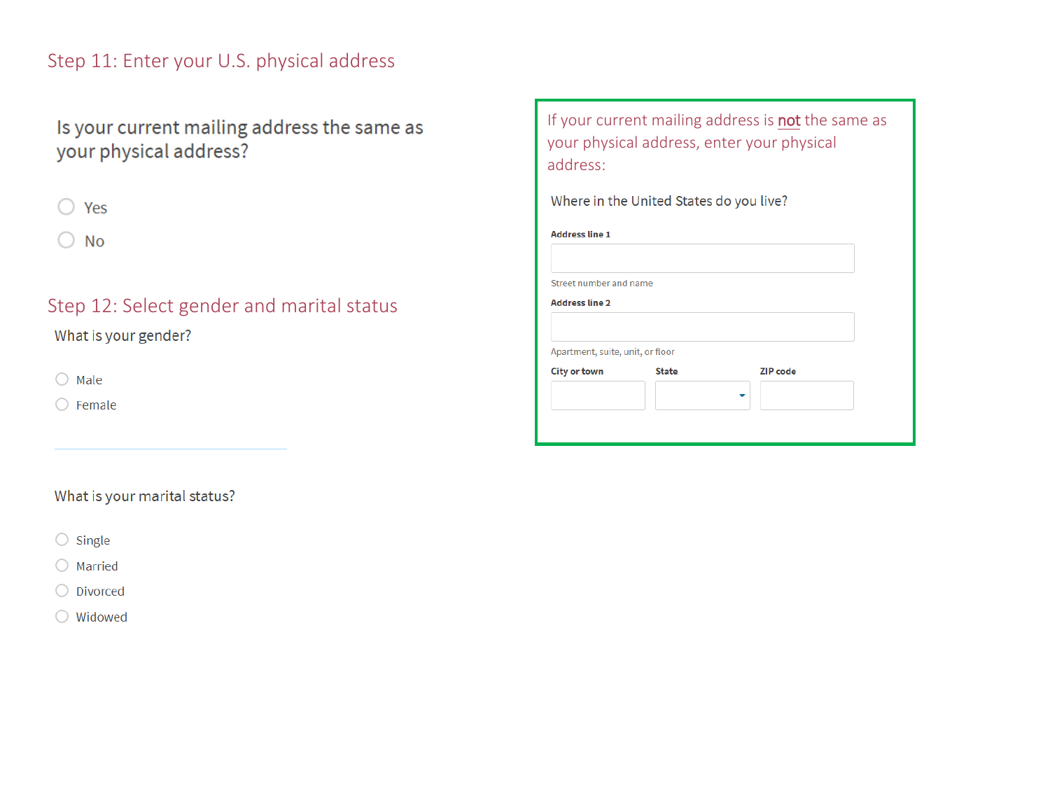## Step 11: Enter your U.S. physical address

Is your current mailing address the same as your physical address?

- ◯ Yes
- ◯ No

If your current mailing address is not the same as your physical address, enter your physical address:

Where in the United States do you live?

**Address line 1**

Street number and name

**Address line 2**

Apartment, suite, unit, or floor

**City or town** | **State** | **ZIP code**

## Step 12: Select gender and marital status

What is your gender?

- ◯ Male
- ◯ Female

What is your marital status?

- ◯ Single
- ◯ Married
- ◯ Divorced
- ◯ Widowed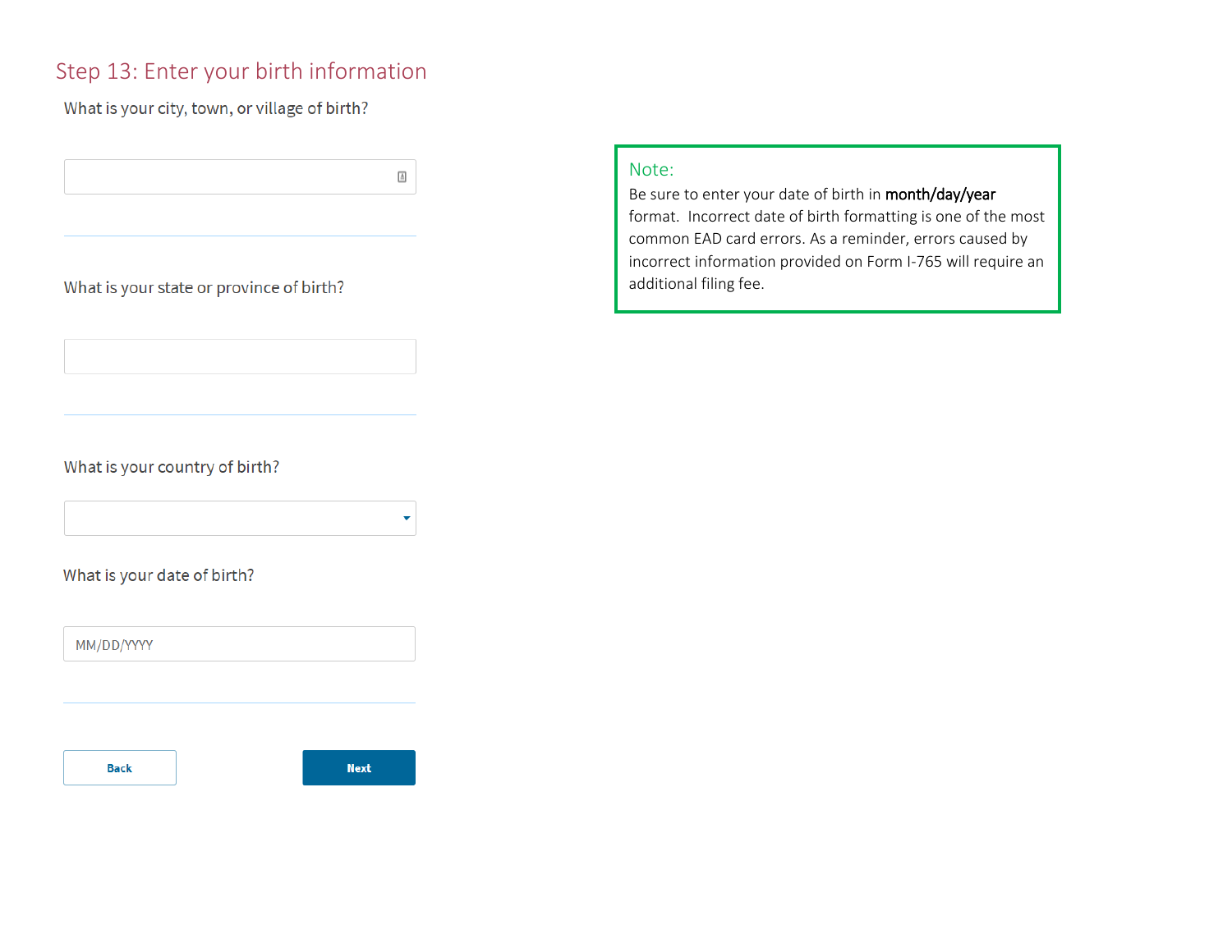## Step 13: Enter your birth information

What is your city, town, or village of birth?

What is your state or province of birth?

What is your country of birth?

What is your date of birth?

MM/DD/YYYY

Back

Next

**Note:**

Be sure to enter your date of birth in **month/day/year** format. Incorrect date of birth formatting is one of the most common EAD card errors. As a reminder, errors caused by incorrect information provided on Form I-765 will require an additional filing fee.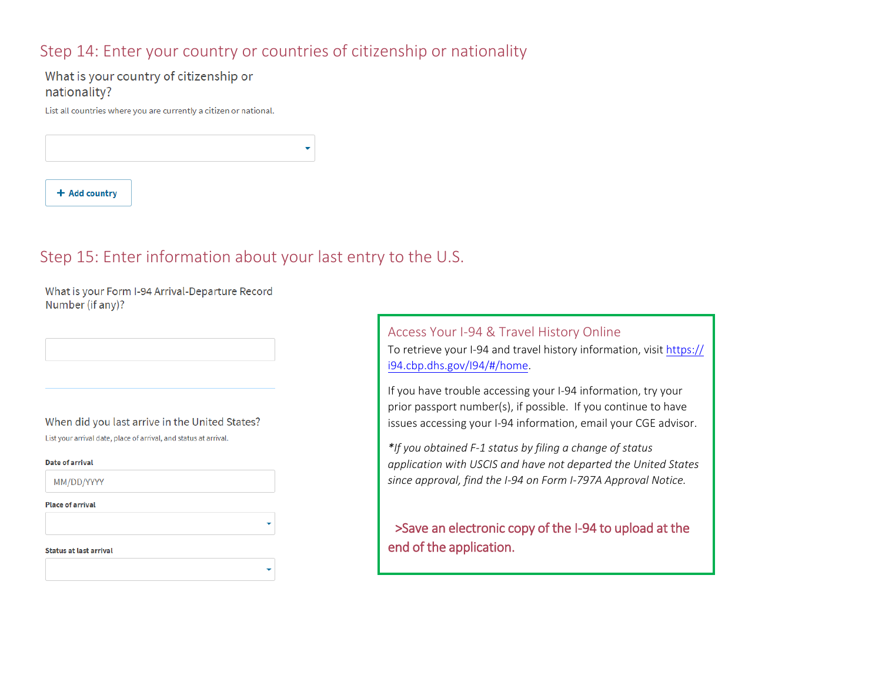## Step 14: Enter your country or countries of citizenship or nationality

What is your country of citizenship or nationality?

List all countries where you are currently a citizen or national.

+ Add country

## Step 15: Enter information about your last entry to the U.S.

What is your Form I-94 Arrival-Departure Record Number (if any)?

When did you last arrive in the United States?

List your arrival date, place of arrival, and status at arrival.

**Date of arrival**

MM/DD/YYYY

**Place of arrival**

**Status at last arrival**

### Access Your I-94 & Travel History Online

To retrieve your I-94 and travel history information, visit https://i94.cbp.dhs.gov/I94/#/home.

If you have trouble accessing your I-94 information, try your prior passport number(s), if possible. If you continue to have issues accessing your I-94 information, email your CGE advisor.

*If you obtained F-1 status by filing a change of status application with USCIS and have not departed the United States since approval, find the I-94 on Form I-797A Approval Notice.*

>Save an electronic copy of the I-94 to upload at the end of the application.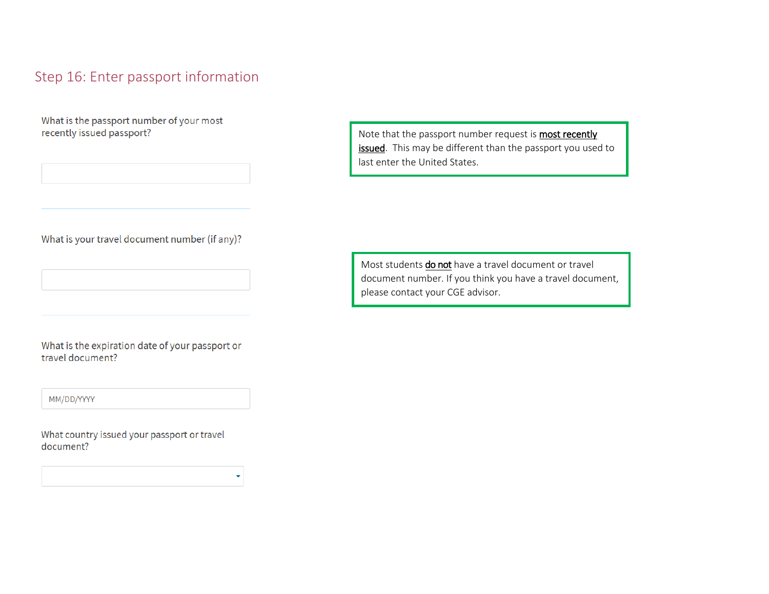## Step 16: Enter passport information

What is the passport number of your most recently issued passport?

> Note that the passport number request is <u>**most recently issued**</u>. This may be different than the passport you used to last enter the United States.

What is your travel document number (if any)?

> Most students <u>**do not**</u> have a travel document or travel document number. If you think you have a travel document, please contact your CGE advisor.

What is the expiration date of your passport or travel document?

MM/DD/YYYY

What country issued your passport or travel document?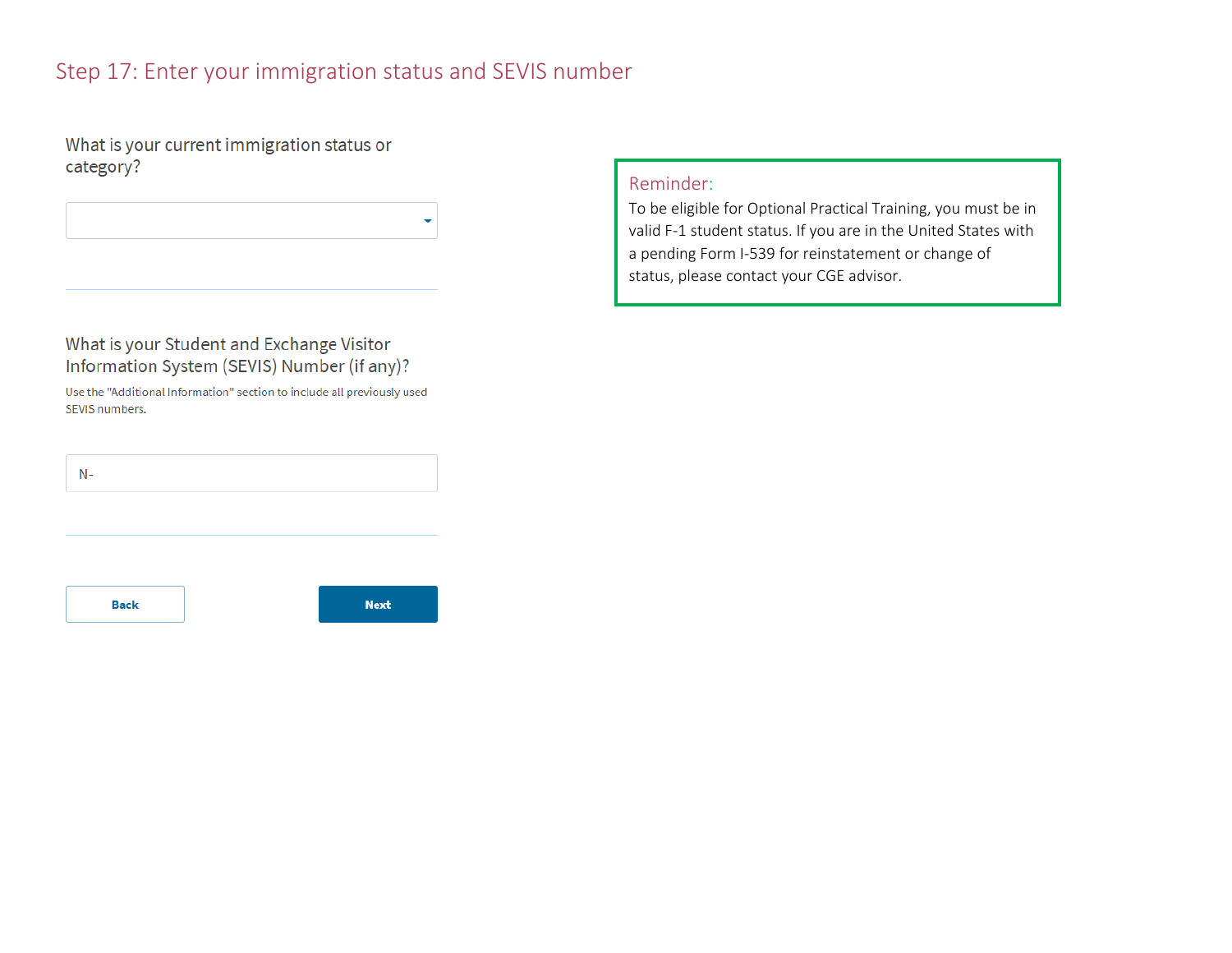# Step 17: Enter your immigration status and SEVIS number

What is your current immigration status or category?

What is your Student and Exchange Visitor Information System (SEVIS) Number (if any)?

Use the "Additional Information" section to include all previously used SEVIS numbers.

N-

Back

Next

**Reminder:**

To be eligible for Optional Practical Training, you must be in valid F-1 student status. If you are in the United States with a pending Form I-539 for reinstatement or change of status, please contact your CGE advisor.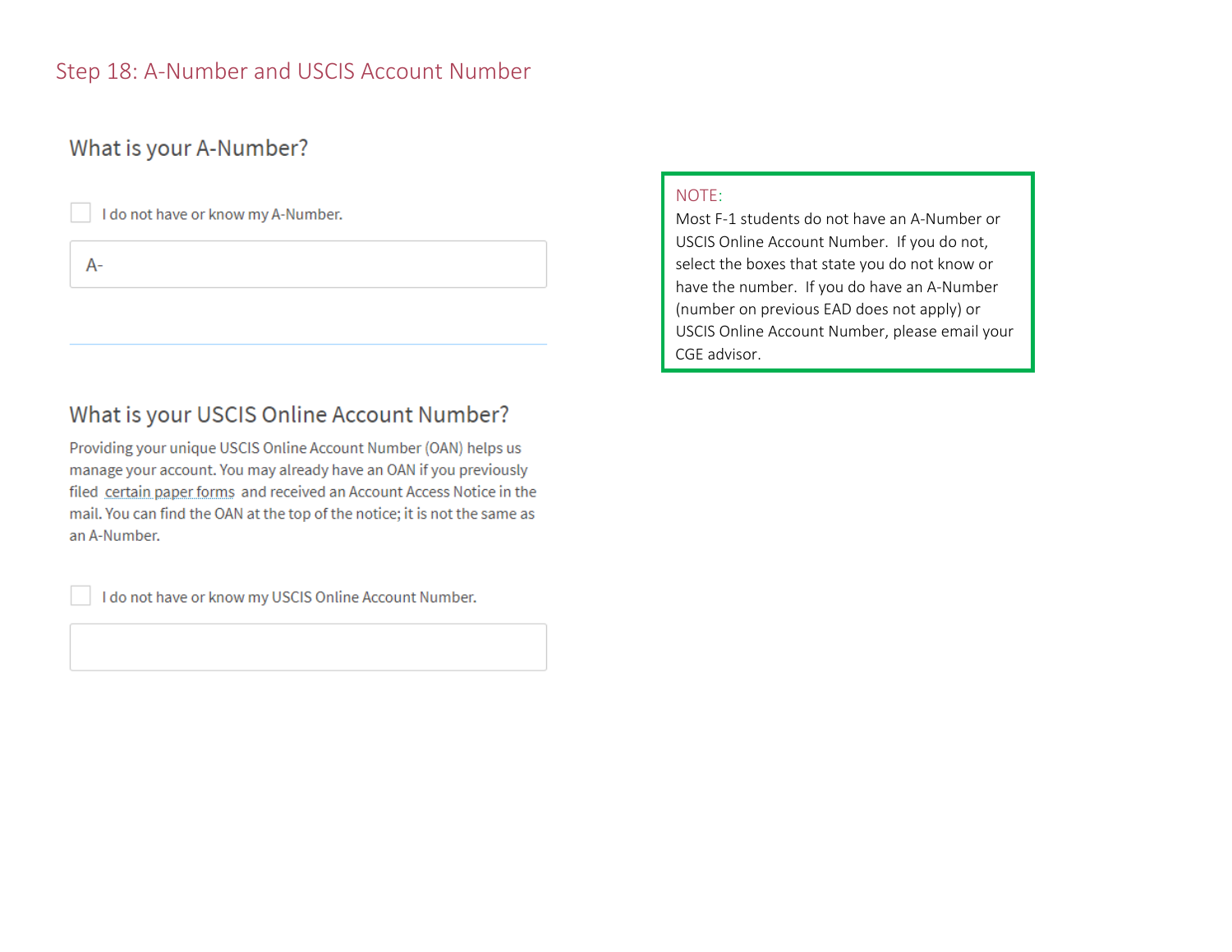## Step 18: A-Number and USCIS Account Number

### What is your A-Number?

☐ I do not have or know my A-Number.

A-

### What is your USCIS Online Account Number?

Providing your unique USCIS Online Account Number (OAN) helps us manage your account. You may already have an OAN if you previously filed certain paper forms and received an Account Access Notice in the mail. You can find the OAN at the top of the notice; it is not the same as an A-Number.

☐ I do not have or know my USCIS Online Account Number.

NOTE:
Most F-1 students do not have an A-Number or USCIS Online Account Number. If you do not, select the boxes that state you do not know or have the number. If you do have an A-Number (number on previous EAD does not apply) or USCIS Online Account Number, please email your CGE advisor.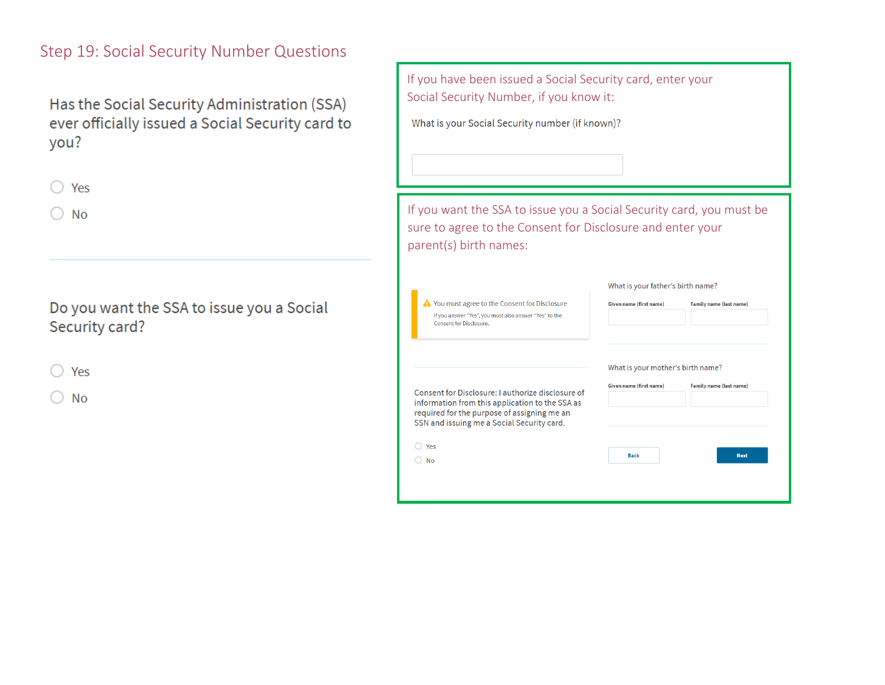## Step 19: Social Security Number Questions

Has the Social Security Administration (SSA) ever officially issued a Social Security card to you?

- Yes
- No

Do you want the SSA to issue you a Social Security card?

- Yes
- No

If you have been issued a Social Security card, enter your Social Security Number, if you know it:

What is your Social Security number (if known)?

If you want the SSA to issue you a Social Security card, you must be sure to agree to the Consent for Disclosure and enter your parent(s) birth names:

⚠ You must agree to the Consent for Disclosure

If you answer "Yes", you must also answer "Yes" to the Consent for Disclosure.

Consent for Disclosure: I authorize disclosure of information from this application to the SSA as required for the purpose of assigning me an SSN and issuing me a Social Security card.

- Yes
- No

What is your father's birth name?

Given name (first name) | Family name (last name)

What is your mother's birth name?

Given name (first name) | Family name (last name)

Back | Next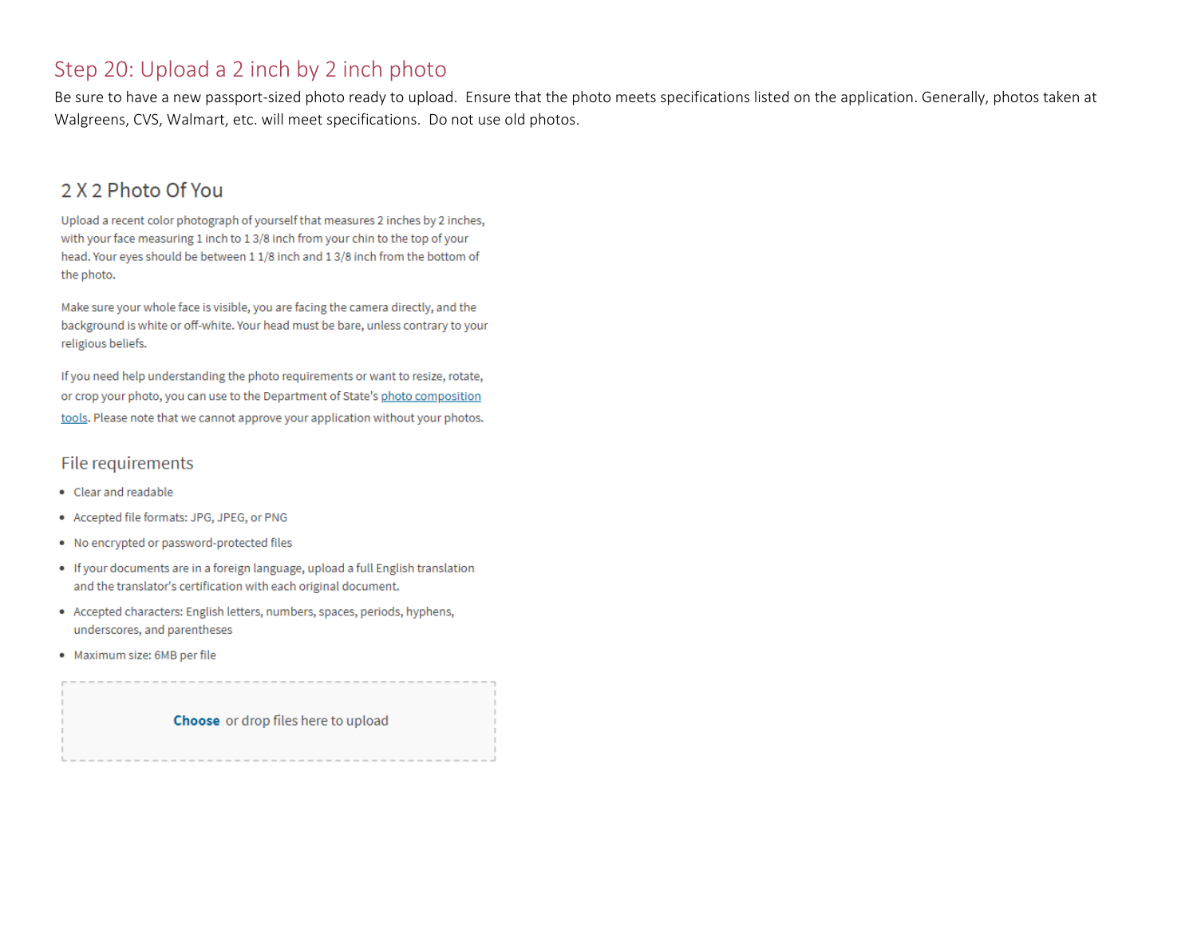## Step 20: Upload a 2 inch by 2 inch photo

Be sure to have a new passport-sized photo ready to upload. Ensure that the photo meets specifications listed on the application. Generally, photos taken at Walgreens, CVS, Walmart, etc. will meet specifications. Do not use old photos.

### 2 X 2 Photo Of You

Upload a recent color photograph of yourself that measures 2 inches by 2 inches, with your face measuring 1 inch to 1 3/8 inch from your chin to the top of your head. Your eyes should be between 1 1/8 inch and 1 3/8 inch from the bottom of the photo.

Make sure your whole face is visible, you are facing the camera directly, and the background is white or off-white. Your head must be bare, unless contrary to your religious beliefs.

If you need help understanding the photo requirements or want to resize, rotate, or crop your photo, you can use to the Department of State's photo composition tools. Please note that we cannot approve your application without your photos.

#### File requirements

- Clear and readable
- Accepted file formats: JPG, JPEG, or PNG
- No encrypted or password-protected files
- If your documents are in a foreign language, upload a full English translation and the translator's certification with each original document.
- Accepted characters: English letters, numbers, spaces, periods, hyphens, underscores, and parentheses
- Maximum size: 6MB per file

**Choose** or drop files here to upload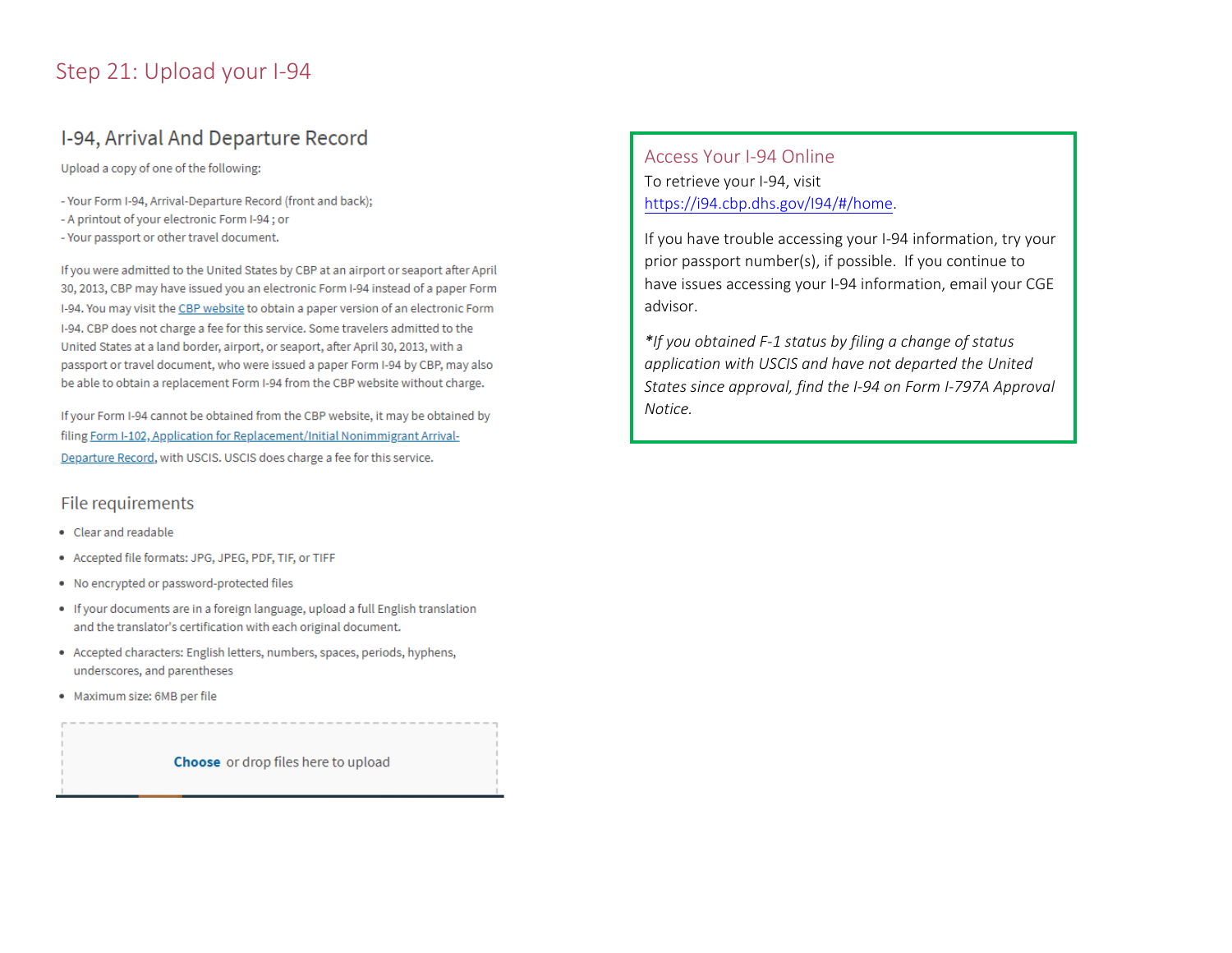# Step 21: Upload your I-94

## I-94, Arrival And Departure Record

Upload a copy of one of the following:

- Your Form I-94, Arrival-Departure Record (front and back);
- A printout of your electronic Form I-94 ; or
- Your passport or other travel document.

If you were admitted to the United States by CBP at an airport or seaport after April 30, 2013, CBP may have issued you an electronic Form I-94 instead of a paper Form I-94. You may visit the CBP website to obtain a paper version of an electronic Form I-94. CBP does not charge a fee for this service. Some travelers admitted to the United States at a land border, airport, or seaport, after April 30, 2013, with a passport or travel document, who were issued a paper Form I-94 by CBP, may also be able to obtain a replacement Form I-94 from the CBP website without charge.

If your Form I-94 cannot be obtained from the CBP website, it may be obtained by filing Form I-102, Application for Replacement/Initial Nonimmigrant Arrival-Departure Record, with USCIS. USCIS does charge a fee for this service.

### File requirements

- Clear and readable
- Accepted file formats: JPG, JPEG, PDF, TIF, or TIFF
- No encrypted or password-protected files
- If your documents are in a foreign language, upload a full English translation and the translator's certification with each original document.
- Accepted characters: English letters, numbers, spaces, periods, hyphens, underscores, and parentheses
- Maximum size: 6MB per file

**Choose** or drop files here to upload

### Access Your I-94 Online

To retrieve your I-94, visit https://i94.cbp.dhs.gov/I94/#/home.

If you have trouble accessing your I-94 information, try your prior passport number(s), if possible. If you continue to have issues accessing your I-94 information, email your CGE advisor.

*\*If you obtained F-1 status by filing a change of status application with USCIS and have not departed the United States since approval, find the I-94 on Form I-797A Approval Notice.*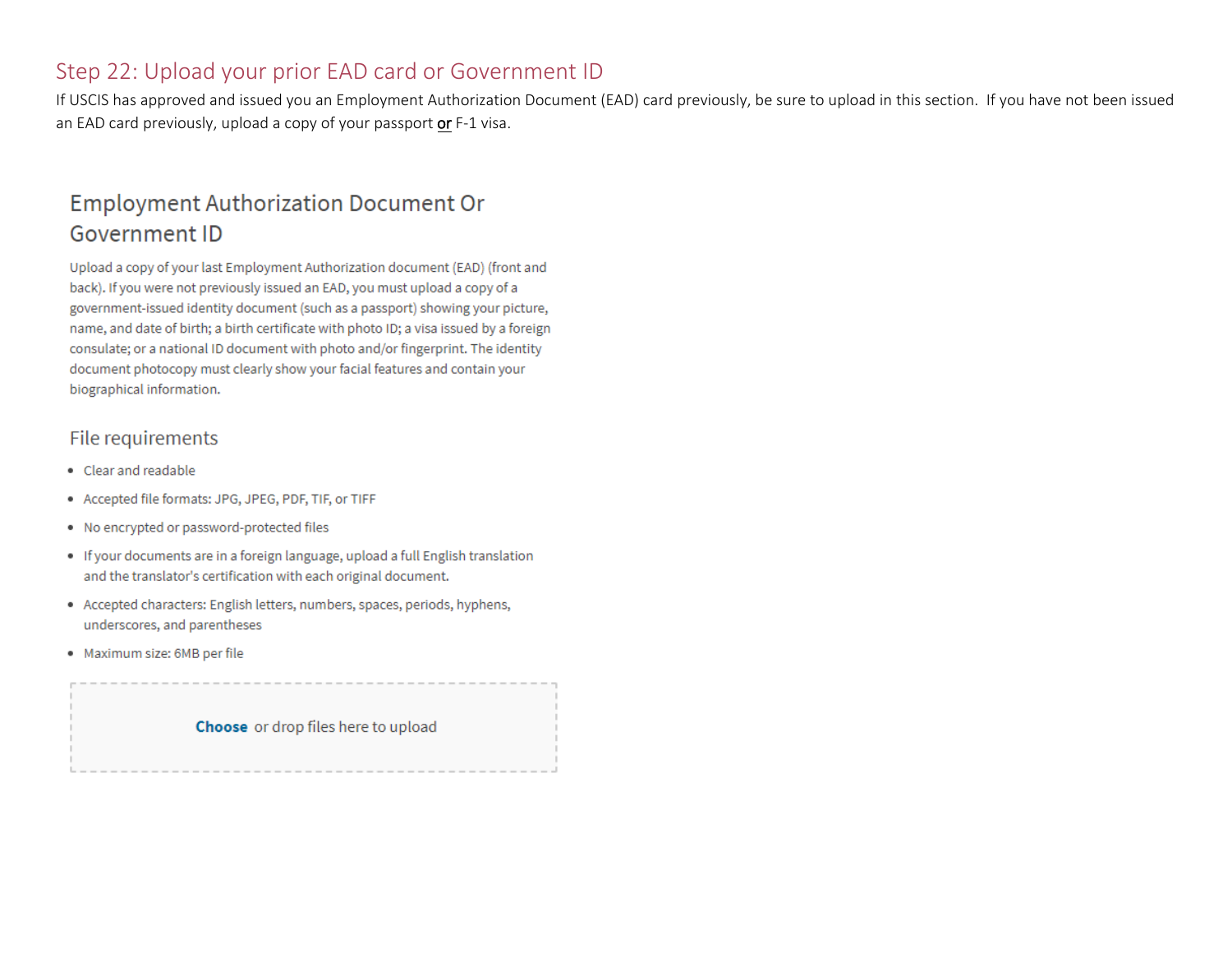## Step 22: Upload your prior EAD card or Government ID

If USCIS has approved and issued you an Employment Authorization Document (EAD) card previously, be sure to upload in this section. If you have not been issued an EAD card previously, upload a copy of your passport **or** F-1 visa.

### Employment Authorization Document Or Government ID

Upload a copy of your last Employment Authorization document (EAD) (front and back). If you were not previously issued an EAD, you must upload a copy of a government-issued identity document (such as a passport) showing your picture, name, and date of birth; a birth certificate with photo ID; a visa issued by a foreign consulate; or a national ID document with photo and/or fingerprint. The identity document photocopy must clearly show your facial features and contain your biographical information.

#### File requirements

- Clear and readable
- Accepted file formats: JPG, JPEG, PDF, TIF, or TIFF
- No encrypted or password-protected files
- If your documents are in a foreign language, upload a full English translation and the translator's certification with each original document.
- Accepted characters: English letters, numbers, spaces, periods, hyphens, underscores, and parentheses
- Maximum size: 6MB per file

**Choose** or drop files here to upload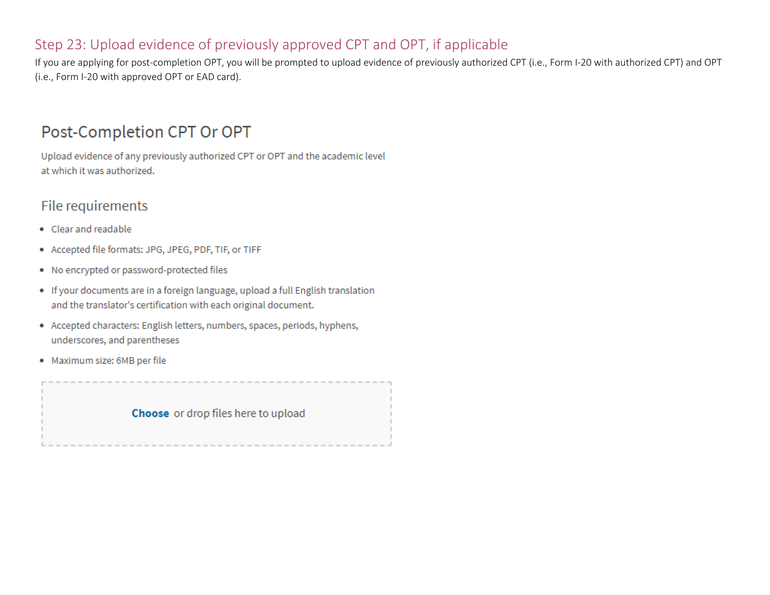## Step 23: Upload evidence of previously approved CPT and OPT, if applicable

If you are applying for post-completion OPT, you will be prompted to upload evidence of previously authorized CPT (i.e., Form I-20 with authorized CPT) and OPT (i.e., Form I-20 with approved OPT or EAD card).

### Post-Completion CPT Or OPT

Upload evidence of any previously authorized CPT or OPT and the academic level at which it was authorized.

#### File requirements

- Clear and readable
- Accepted file formats: JPG, JPEG, PDF, TIF, or TIFF
- No encrypted or password-protected files
- If your documents are in a foreign language, upload a full English translation and the translator's certification with each original document.
- Accepted characters: English letters, numbers, spaces, periods, hyphens, underscores, and parentheses
- Maximum size: 6MB per file

**Choose** or drop files here to upload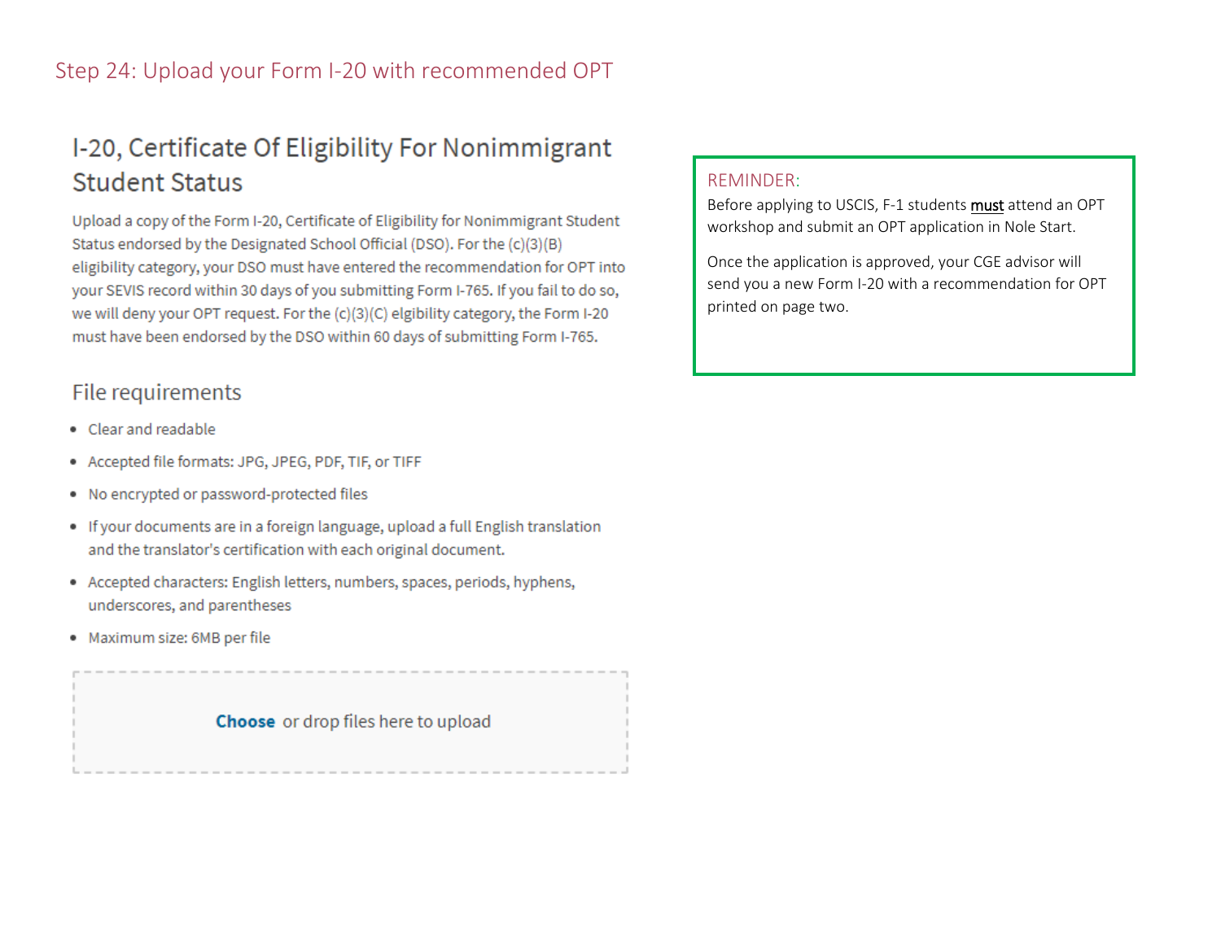## Step 24: Upload your Form I-20 with recommended OPT

### I-20, Certificate Of Eligibility For Nonimmigrant Student Status

Upload a copy of the Form I-20, Certificate of Eligibility for Nonimmigrant Student Status endorsed by the Designated School Official (DSO). For the (c)(3)(B) eligibility category, your DSO must have entered the recommendation for OPT into your SEVIS record within 30 days of you submitting Form I-765. If you fail to do so, we will deny your OPT request. For the (c)(3)(C) elgibility category, the Form I-20 must have been endorsed by the DSO within 60 days of submitting Form I-765.

#### File requirements

- Clear and readable
- Accepted file formats: JPG, JPEG, PDF, TIF, or TIFF
- No encrypted or password-protected files
- If your documents are in a foreign language, upload a full English translation and the translator's certification with each original document.
- Accepted characters: English letters, numbers, spaces, periods, hyphens, underscores, and parentheses
- Maximum size: 6MB per file

**Choose** or drop files here to upload

REMINDER:

Before applying to USCIS, F-1 students must attend an OPT workshop and submit an OPT application in Nole Start.

Once the application is approved, your CGE advisor will send you a new Form I-20 with a recommendation for OPT printed on page two.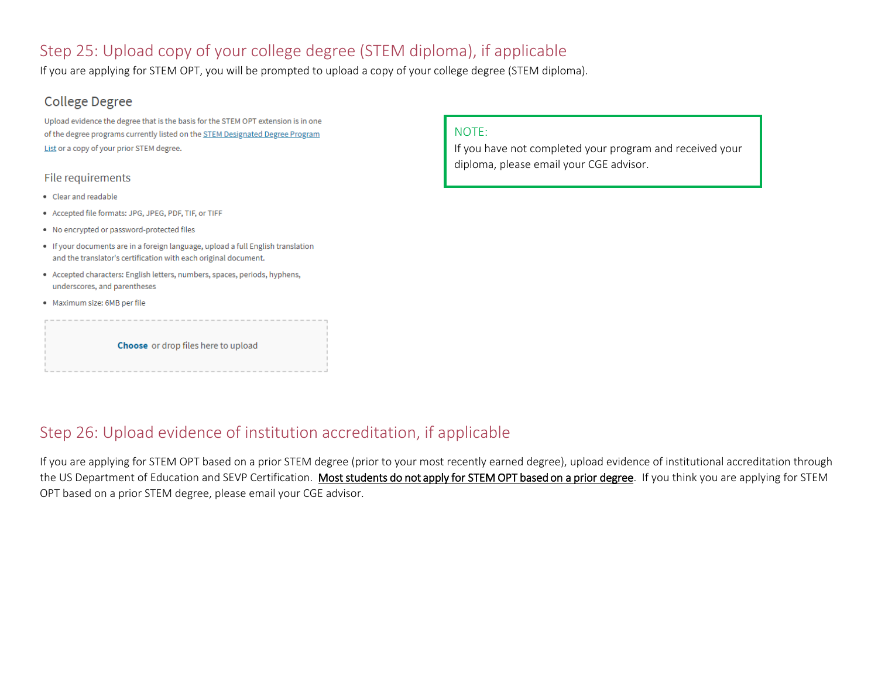## Step 25: Upload copy of your college degree (STEM diploma), if applicable

If you are applicing for STEM OPT, you will be prompted to upload a copy of your college degree (STEM diploma).

### College Degree

Upload evidence the degree that is the basis for the STEM OPT extension is in one of the degree programs currently listed on the STEM Designated Degree Program List or a copy of your prior STEM degree.

### File requirements

- Clear and readable
- Accepted file formats: JPG, JPEG, PDF, TIF, or TIFF
- No encrypted or password-protected files
- If your documents are in a foreign language, upload a full English translation and the translator's certification with each original document.
- Accepted characters: English letters, numbers, spaces, periods, hyphens, underscores, and parentheses
- Maximum size: 6MB per file

**Choose** or drop files here to upload

> NOTE:
> If you have not completed your program and received your diploma, please email your CGE advisor.

## Step 26: Upload evidence of institution accreditation, if applicable

If you are applying for STEM OPT based on a prior STEM degree (prior to your most recently earned degree), upload evidence of institutional accreditation through the US Department of Education and SEVP Certification. Most students do not apply for STEM OPT based on a prior degree. If you think you are applying for STEM OPT based on a prior STEM degree, please email your CGE advisor.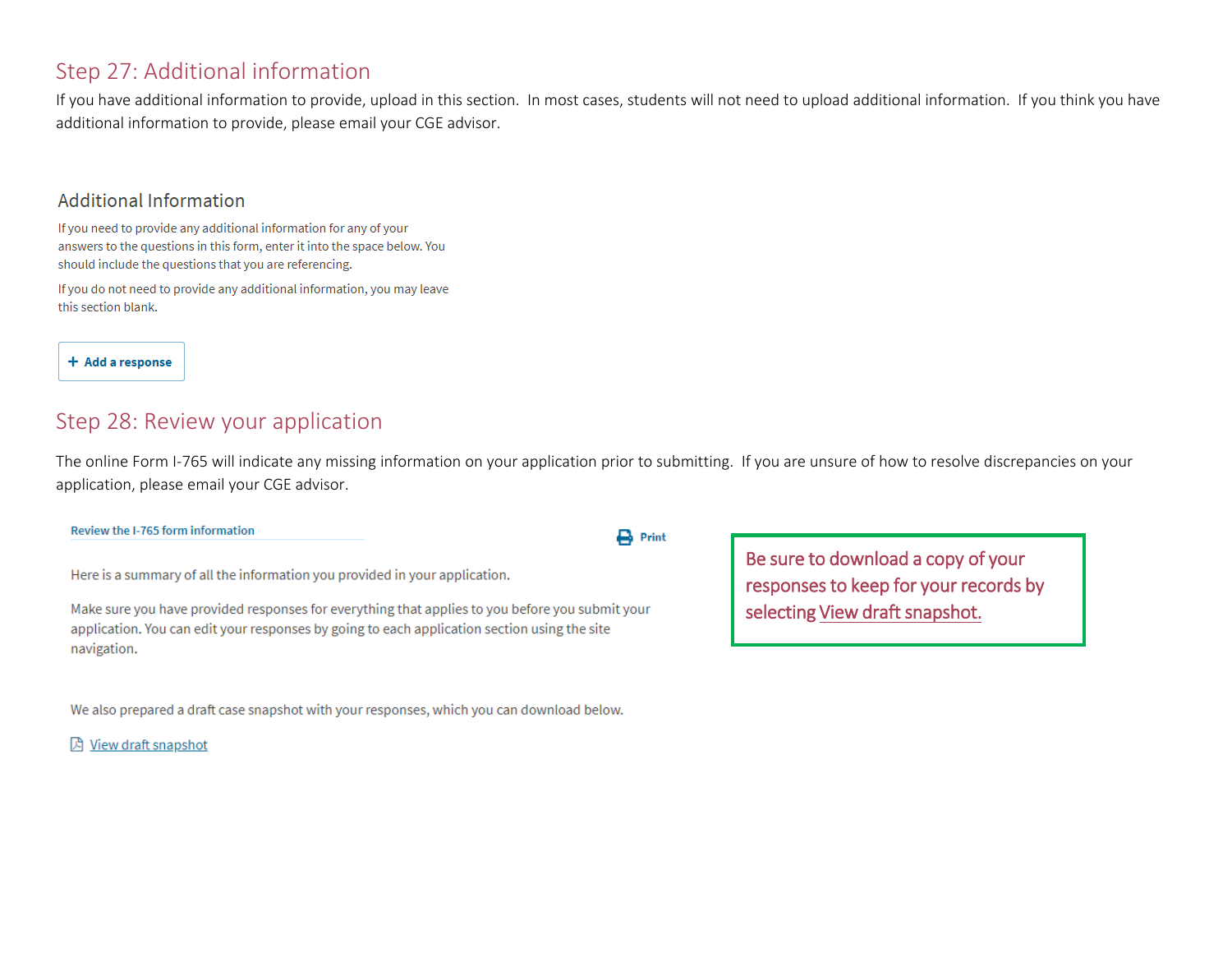## Step 27: Additional information

If you have additional information to provide, upload in this section. In most cases, students will not need to upload additional information. If you think you have additional information to provide, please email your CGE advisor.

### Additional Information

If you need to provide any additional information for any of your answers to the questions in this form, enter it into the space below. You should include the questions that you are referencing.

If you do not need to provide any additional information, you may leave this section blank.

**+ Add a response**

## Step 28: Review your application

The online Form I-765 will indicate any missing information on your application prior to submitting. If you are unsure of how to resolve discrepancies on your application, please email your CGE advisor.

**Review the I-765 form information**

**Print**

Here is a summary of all the information you provided in your application.

Make sure you have provided responses for everything that applies to you before you submit your application. You can edit your responses by going to each application section using the site navigation.

We also prepared a draft case snapshot with your responses, which you can download below.

View draft snapshot

> Be sure to download a copy of your responses to keep for your records by selecting View draft snapshot.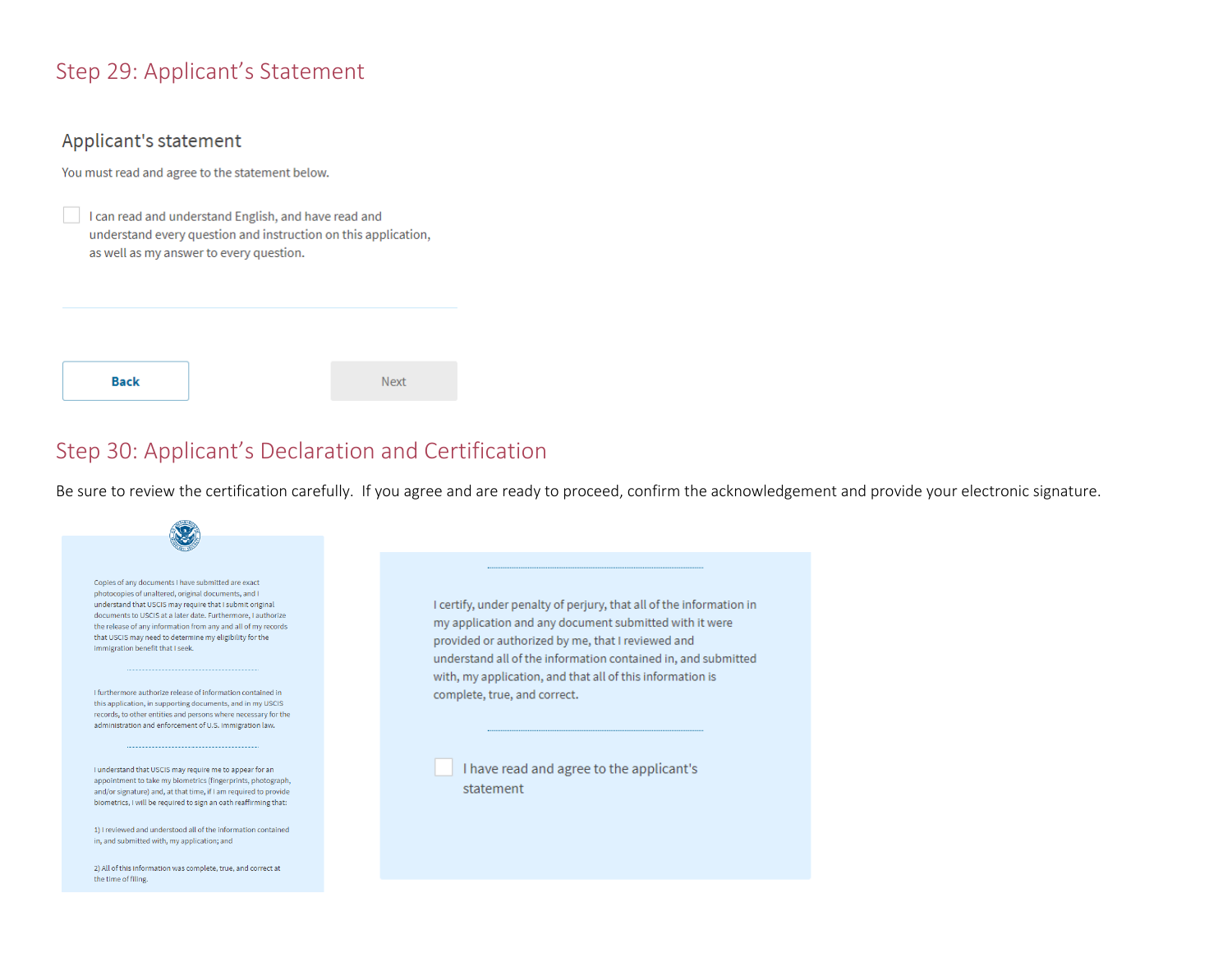## Step 29: Applicant's Statement

### Applicant's statement

You must read and agree to the statement below.

☐ I can read and understand English, and have read and understand every question and instruction on this application, as well as my answer to every question.

Back　　Next

## Step 30: Applicant's Declaration and Certification

Be sure to review the certification carefully. If you agree and are ready to proceed, confirm the acknowledgement and provide your electronic signature.

Copies of any documents I have submitted are exact photocopies of unaltered, original documents, and I understand that USCIS may require that I submit original documents to USCIS at a later date. Furthermore, I authorize the release of any information from any and all of my records that USCIS may need to determine my eligibility for the immigration benefit that I seek.

---

I furthermore authorize release of information contained in this application, in supporting documents, and in my USCIS records, to other entities and persons where necessary for the administration and enforcement of U.S. immigration law.

---

I understand that USCIS may require me to appear for an appointment to take my biometrics (fingerprints, photograph, and/or signature) and, at that time, if I am required to provide biometrics, I will be required to sign an oath reaffirming that:

1) I reviewed and understood all of the information contained in, and submitted with, my application; and

2) All of this information was complete, true, and correct at the time of filing.

---

I certify, under penalty of perjury, that all of the information in my application and any document submitted with it were provided or authorized by me, that I reviewed and understand all of the information contained in, and submitted with, my application, and that all of this information is complete, true, and correct.

---

☐ I have read and agree to the applicant's statement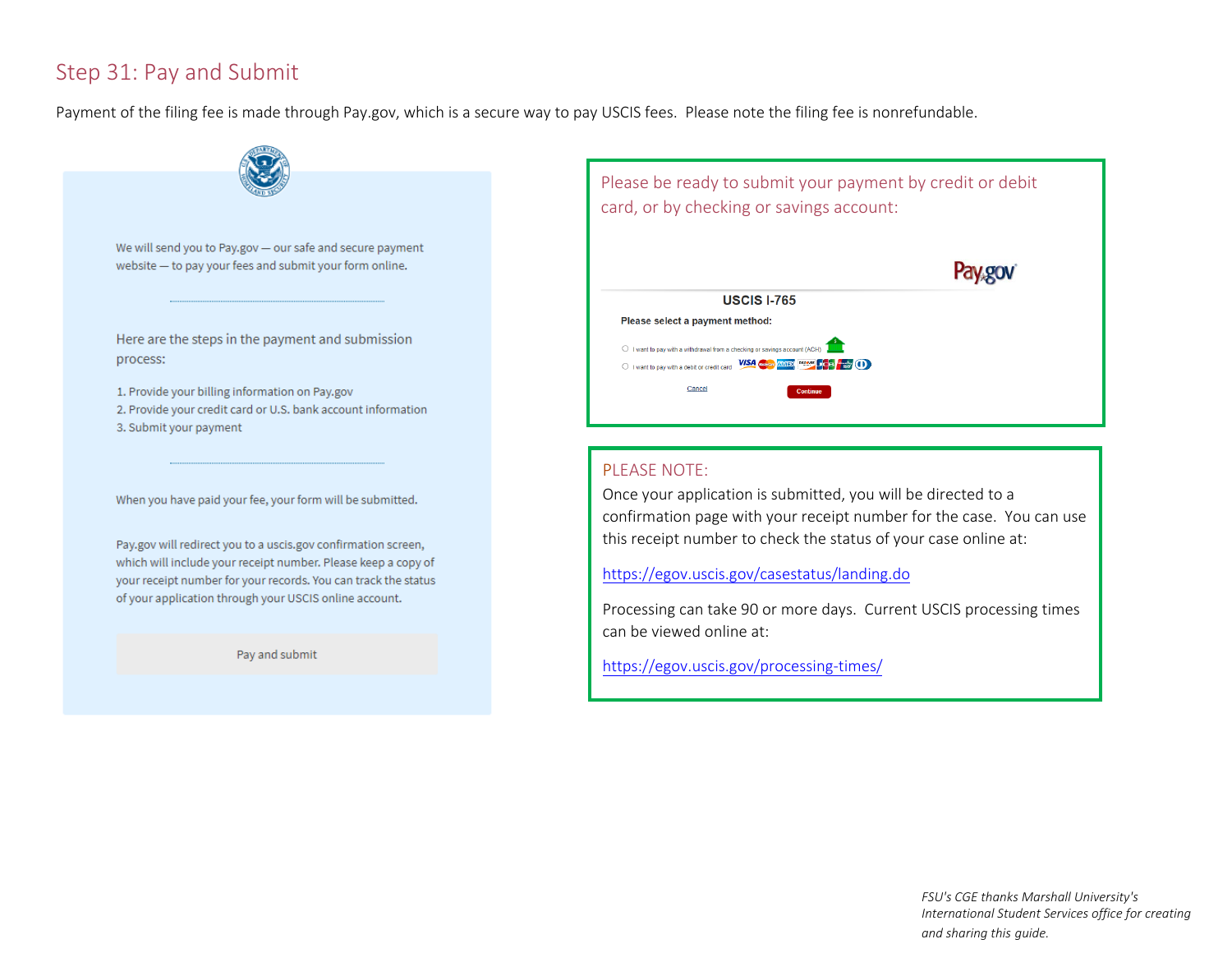## Step 31: Pay and Submit

Payment of the filing fee is made through Pay.gov, which is a secure way to pay USCIS fees. Please note the filing fee is nonrefundable.

We will send you to Pay.gov — our safe and secure payment website — to pay your fees and submit your form online.

Here are the steps in the payment and submission process:

1. Provide your billing information on Pay.gov
2. Provide your credit card or U.S. bank account information
3. Submit your payment

When you have paid your fee, your form will be submitted.

Pay.gov will redirect you to a uscis.gov confirmation screen, which will include your receipt number. Please keep a copy of your receipt number for your records. You can track the status of your application through your USCIS online account.

Pay and submit

Please be ready to submit your payment by credit or debit card, or by checking or savings account:

Pay.gov

**USCIS I-765**

**Please select a payment method:**

- I want to pay with a withdrawal from a checking or savings account (ACH)
- I want to pay with a debit or credit card

Cancel Continue

PLEASE NOTE:

Once your application is submitted, you will be directed to a confirmation page with your receipt number for the case. You can use this receipt number to check the status of your case online at:

https://egov.uscis.gov/casestatus/landing.do

Processing can take 90 or more days. Current USCIS processing times can be viewed online at:

https://egov.uscis.gov/processing-times/

*FSU's CGE thanks Marshall University's International Student Services office for creating and sharing this guide.*